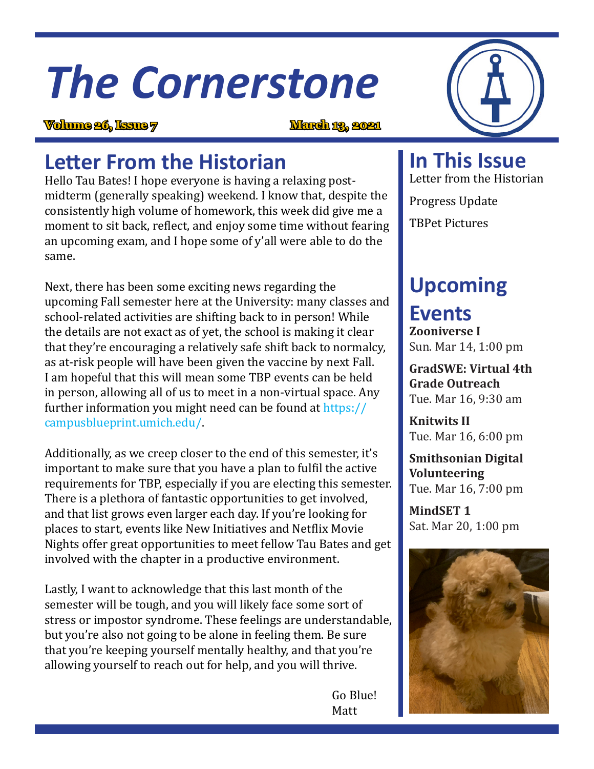# The Cornerstone

**Volume 26, Issue 7** **March 13, 2021**

## Letter From the Historian

Hello Tau Bates! I hope everyone is having a relaxing post-midterm (generally speaking) weekend. I know that, despite the consistently high volume of homework, this week did give me a moment to sit back, reflect, and enjoy some time without fearing an upcoming exam, and I hope some of y'all were able to do the same.

Next, there has been some exciting news regarding the upcoming Fall semester here at the University: many classes and school-related activities are shifting back to in person! While the details are not exact as of yet, the school is making it clear that they're encouraging a relatively safe shift back to normalcy, as at-risk people will have been given the vaccine by next Fall. I am hopeful that this will mean some TBP events can be held in person, allowing all of us to meet in a non-virtual space. Any further information you might need can be found at https://campusblueprint.umich.edu/.

Additionally, as we creep closer to the end of this semester, it's important to make sure that you have a plan to fulfil the active requirements for TBP, especially if you are electing this semester. There is a plethora of fantastic opportunities to get involved, and that list grows even larger each day. If you're looking for places to start, events like New Initiatives and Netflix Movie Nights offer great opportunities to meet fellow Tau Bates and get involved with the chapter in a productive environment.

Lastly, I want to acknowledge that this last month of the semester will be tough, and you will likely face some sort of stress or impostor syndrome. These feelings are understandable, but you're also not going to be alone in feeling them. Be sure that you're keeping yourself mentally healthy, and that you're allowing yourself to reach out for help, and you will thrive.

Go Blue!
Matt

## In This Issue

Letter from the Historian

Progress Update

TBPet Pictures

## Upcoming Events

**Zooniverse I**
Sun. Mar 14, 1:00 pm

**GradSWE: Virtual 4th Grade Outreach**
Tue. Mar 16, 9:30 am

**Knitwits II**
Tue. Mar 16, 6:00 pm

**Smithsonian Digital Volunteering**
Tue. Mar 16, 7:00 pm

**MindSET 1**
Sat. Mar 20, 1:00 pm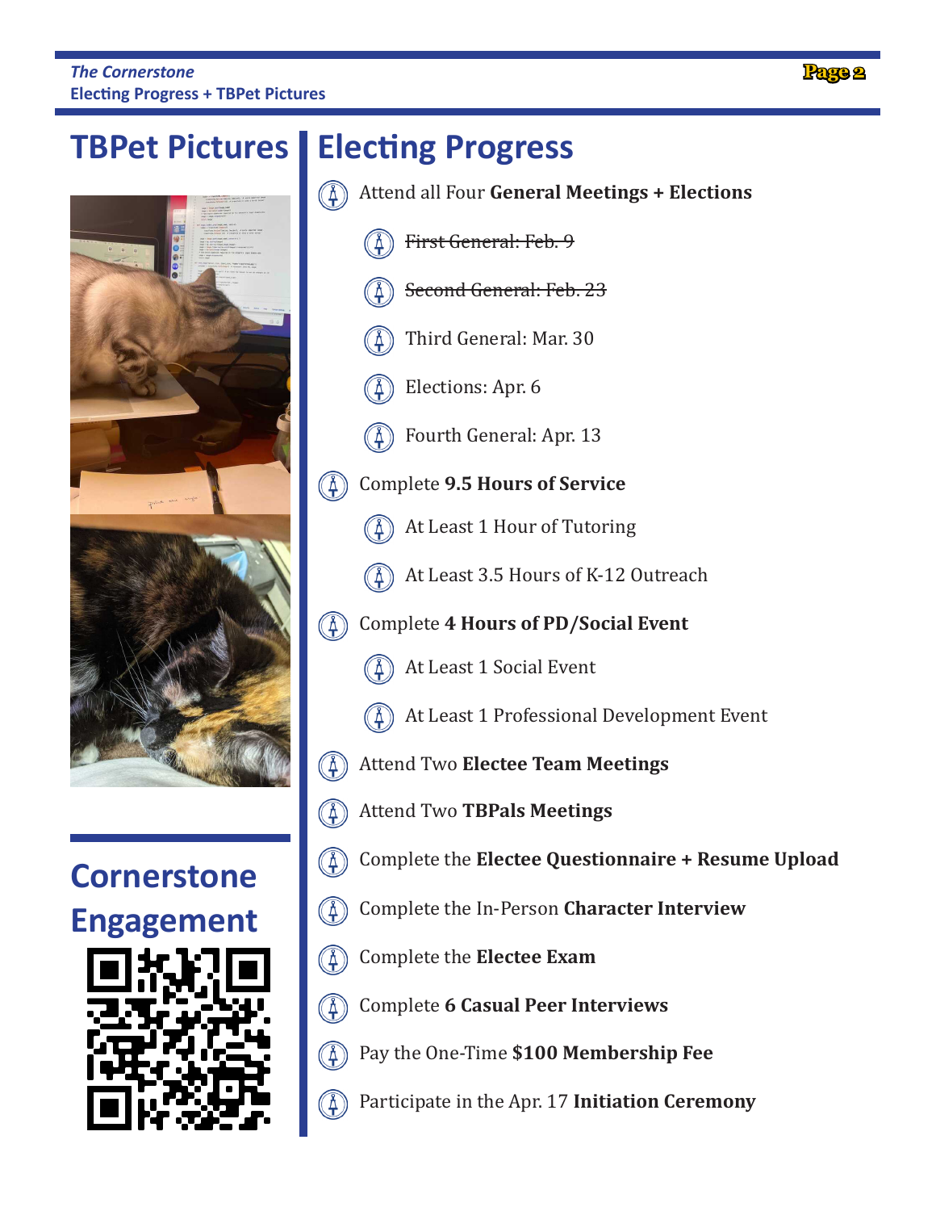## TBPet Pictures

## Cornerstone Engagement

## Electing Progress

- Attend all Four **General Meetings + Elections**
  - ~~First General: Feb. 9~~
  - ~~Second General: Feb. 23~~
  - Third General: Mar. 30
  - Elections: Apr. 6
  - Fourth General: Apr. 13
- Complete **9.5 Hours of Service**
  - At Least 1 Hour of Tutoring
  - At Least 3.5 Hours of K-12 Outreach
- Complete **4 Hours of PD/Social Event**
  - At Least 1 Social Event
  - At Least 1 Professional Development Event
- Attend Two **Electee Team Meetings**
- Attend Two **TBPals Meetings**
- Complete the **Electee Questionnaire + Resume Upload**
- Complete the In-Person **Character Interview**
- Complete the **Electee Exam**
- Complete **6 Casual Peer Interviews**
- Pay the One-Time **$100 Membership Fee**
- Participate in the Apr. 17 **Initiation Ceremony**